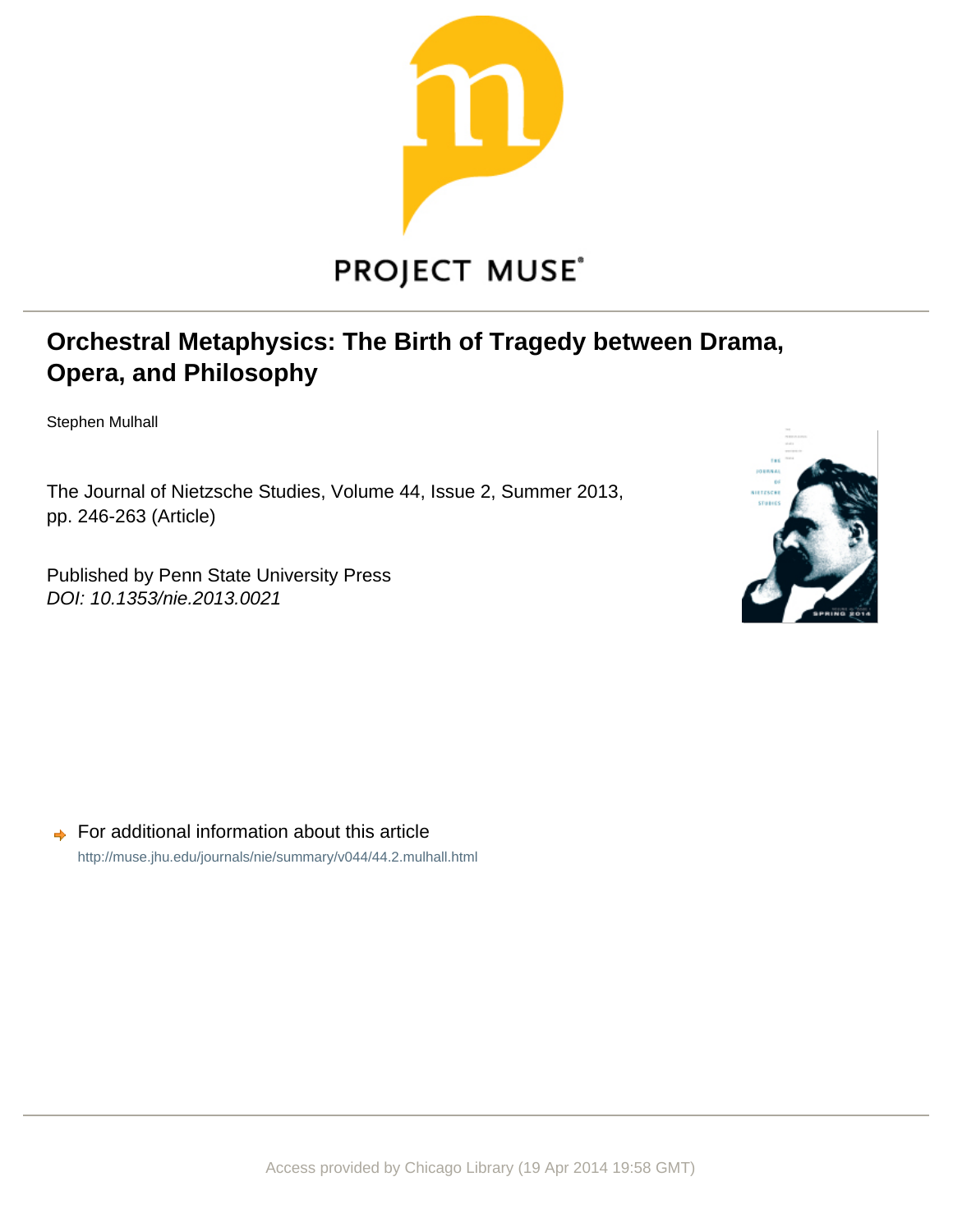PROJECT MUSE®

# Orchestral Metaphysics: The Birth of Tragedy between Drama, Opera, and Philosophy

Stephen Mulhall

The Journal of Nietzsche Studies, Volume 44, Issue 2, Summer 2013, pp. 246-263 (Article)

Published by Penn State University Press
*DOI: 10.1353/nie.2013.0021*

For additional information about this article
http://muse.jhu.edu/journals/nie/summary/v044/44.2.mulhall.html

Access provided by Chicago Library (19 Apr 2014 19:58 GMT)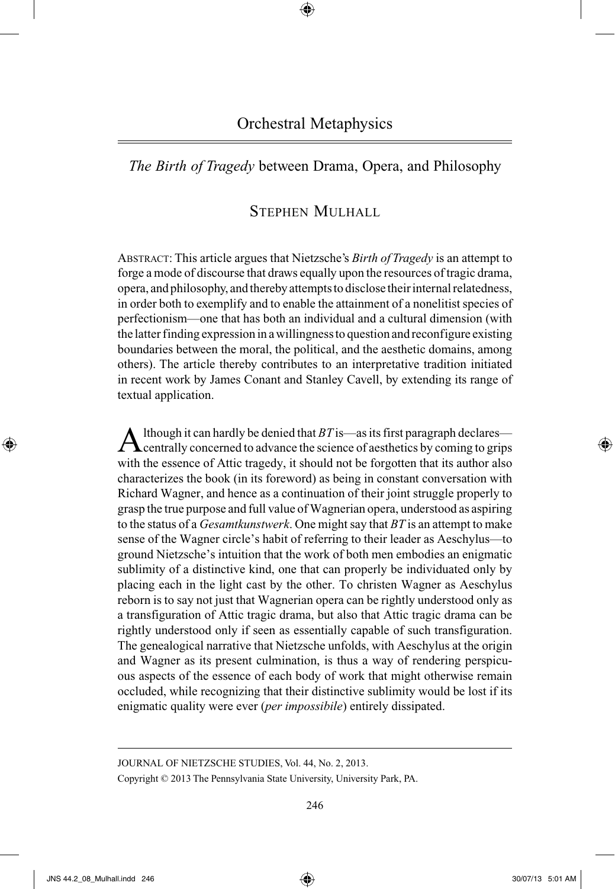# Orchestral Metaphysics

## *The Birth of Tragedy* between Drama, Opera, and Philosophy

### Stephen Mulhall

Abstract: This article argues that Nietzsche's *Birth of Tragedy* is an attempt to forge a mode of discourse that draws equally upon the resources of tragic drama, opera, and philosophy, and thereby attempts to disclose their internal relatedness, in order both to exemplify and to enable the attainment of a nonelitist species of perfectionism—one that has both an individual and a cultural dimension (with the latter finding expression in a willingness to question and reconfigure existing boundaries between the moral, the political, and the aesthetic domains, among others). The article thereby contributes to an interpretative tradition initiated in recent work by James Conant and Stanley Cavell, by extending its range of textual application.

Although it can hardly be denied that *BT* is—as its first paragraph declares—centrally concerned to advance the science of aesthetics by coming to grips with the essence of Attic tragedy, it should not be forgotten that its author also characterizes the book (in its foreword) as being in constant conversation with Richard Wagner, and hence as a continuation of their joint struggle properly to grasp the true purpose and full value of Wagnerian opera, understood as aspiring to the status of a *Gesamtkunstwerk*. One might say that *BT* is an attempt to make sense of the Wagner circle's habit of referring to their leader as Aeschylus—to ground Nietzsche's intuition that the work of both men embodies an enigmatic sublimity of a distinctive kind, one that can properly be individuated only by placing each in the light cast by the other. To christen Wagner as Aeschylus reborn is to say not just that Wagnerian opera can be rightly understood only as a transfiguration of Attic tragic drama, but also that Attic tragic drama can be rightly understood only if seen as essentially capable of such transfiguration. The genealogical narrative that Nietzsche unfolds, with Aeschylus at the origin and Wagner as its present culmination, is thus a way of rendering perspicuous aspects of the essence of each body of work that might otherwise remain occluded, while recognizing that their distinctive sublimity would be lost if its enigmatic quality were ever (*per impossibile*) entirely dissipated.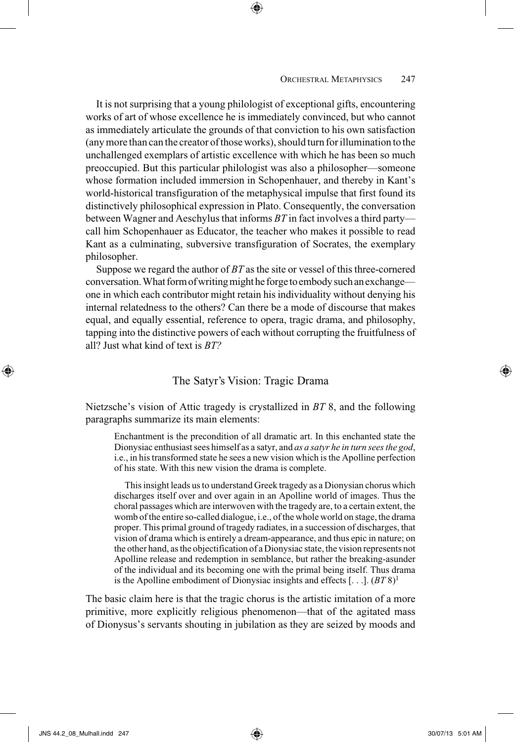It is not surprising that a young philologist of exceptional gifts, encountering works of art of whose excellence he is immediately convinced, but who cannot as immediately articulate the grounds of that conviction to his own satisfaction (any more than can the creator of those works), should turn for illumination to the unchallenged exemplars of artistic excellence with which he has been so much preoccupied. But this particular philologist was also a philosopher—someone whose formation included immersion in Schopenhauer, and thereby in Kant's world-historical transfiguration of the metaphysical impulse that first found its distinctively philosophical expression in Plato. Consequently, the conversation between Wagner and Aeschylus that informs *BT* in fact involves a third party—call him Schopenhauer as Educator, the teacher who makes it possible to read Kant as a culminating, subversive transfiguration of Socrates, the exemplary philosopher.

Suppose we regard the author of *BT* as the site or vessel of this three-cornered conversation. What form of writing might he forge to embody such an exchange—one in which each contributor might retain his individuality without denying his internal relatedness to the others? Can there be a mode of discourse that makes equal, and equally essential, reference to opera, tragic drama, and philosophy, tapping into the distinctive powers of each without corrupting the fruitfulness of all? Just what kind of text is *BT?*

## The Satyr's Vision: Tragic Drama

Nietzsche's vision of Attic tragedy is crystallized in *BT* 8, and the following paragraphs summarize its main elements:

> Enchantment is the precondition of all dramatic art. In this enchanted state the Dionysiac enthusiast sees himself as a satyr, and *as a satyr he in turn sees the god*, i.e., in his transformed state he sees a new vision which is the Apolline perfection of his state. With this new vision the drama is complete.
>
> This insight leads us to understand Greek tragedy as a Dionysian chorus which discharges itself over and over again in an Apolline world of images. Thus the choral passages which are interwoven with the tragedy are, to a certain extent, the womb of the entire so-called dialogue, i.e., of the whole world on stage, the drama proper. This primal ground of tragedy radiates, in a succession of discharges, that vision of drama which is entirely a dream-appearance, and thus epic in nature; on the other hand, as the objectification of a Dionysiac state, the vision represents not Apolline release and redemption in semblance, but rather the breaking-asunder of the individual and its becoming one with the primal being itself. Thus drama is the Apolline embodiment of Dionysiac insights and effects [. . .]. (*BT* 8)[1]

The basic claim here is that the tragic chorus is the artistic imitation of a more primitive, more explicitly religious phenomenon—that of the agitated mass of Dionysus's servants shouting in jubilation as they are seized by moods and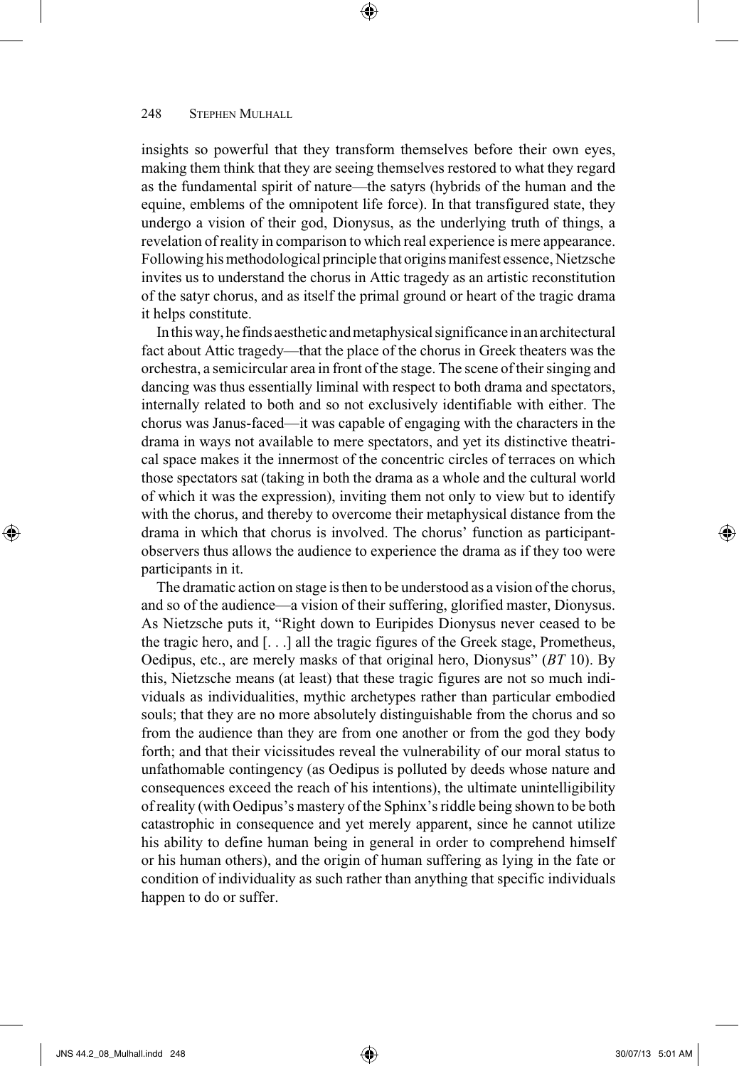insights so powerful that they transform themselves before their own eyes, making them think that they are seeing themselves restored to what they regard as the fundamental spirit of nature—the satyrs (hybrids of the human and the equine, emblems of the omnipotent life force). In that transfigured state, they undergo a vision of their god, Dionysus, as the underlying truth of things, a revelation of reality in comparison to which real experience is mere appearance. Following his methodological principle that origins manifest essence, Nietzsche invites us to understand the chorus in Attic tragedy as an artistic reconstitution of the satyr chorus, and as itself the primal ground or heart of the tragic drama it helps constitute.

In this way, he finds aesthetic and metaphysical significance in an architectural fact about Attic tragedy—that the place of the chorus in Greek theaters was the orchestra, a semicircular area in front of the stage. The scene of their singing and dancing was thus essentially liminal with respect to both drama and spectators, internally related to both and so not exclusively identifiable with either. The chorus was Janus-faced—it was capable of engaging with the characters in the drama in ways not available to mere spectators, and yet its distinctive theatrical space makes it the innermost of the concentric circles of terraces on which those spectators sat (taking in both the drama as a whole and the cultural world of which it was the expression), inviting them not only to view but to identify with the chorus, and thereby to overcome their metaphysical distance from the drama in which that chorus is involved. The chorus' function as participant-observers thus allows the audience to experience the drama as if they too were participants in it.

The dramatic action on stage is then to be understood as a vision of the chorus, and so of the audience—a vision of their suffering, glorified master, Dionysus. As Nietzsche puts it, "Right down to Euripides Dionysus never ceased to be the tragic hero, and [. . .] all the tragic figures of the Greek stage, Prometheus, Oedipus, etc., are merely masks of that original hero, Dionysus" (*BT* 10). By this, Nietzsche means (at least) that these tragic figures are not so much individuals as individualities, mythic archetypes rather than particular embodied souls; that they are no more absolutely distinguishable from the chorus and so from the audience than they are from one another or from the god they body forth; and that their vicissitudes reveal the vulnerability of our moral status to unfathomable contingency (as Oedipus is polluted by deeds whose nature and consequences exceed the reach of his intentions), the ultimate unintelligibility of reality (with Oedipus's mastery of the Sphinx's riddle being shown to be both catastrophic in consequence and yet merely apparent, since he cannot utilize his ability to define human being in general in order to comprehend himself or his human others), and the origin of human suffering as lying in the fate or condition of individuality as such rather than anything that specific individuals happen to do or suffer.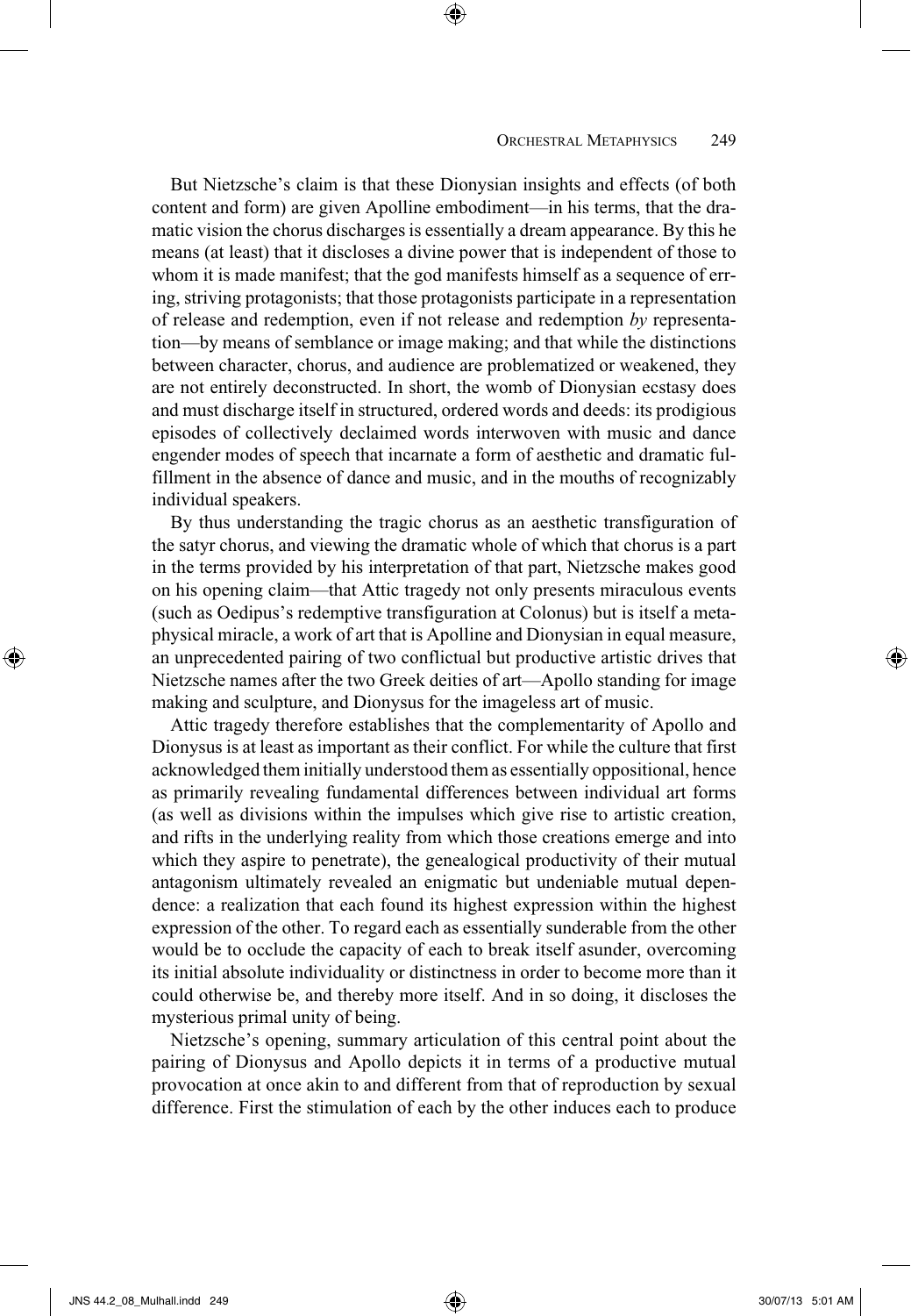But Nietzsche's claim is that these Dionysian insights and effects (of both content and form) are given Apolline embodiment—in his terms, that the dramatic vision the chorus discharges is essentially a dream appearance. By this he means (at least) that it discloses a divine power that is independent of those to whom it is made manifest; that the god manifests himself as a sequence of erring, striving protagonists; that those protagonists participate in a representation of release and redemption, even if not release and redemption *by* representation—by means of semblance or image making; and that while the distinctions between character, chorus, and audience are problematized or weakened, they are not entirely deconstructed. In short, the womb of Dionysian ecstasy does and must discharge itself in structured, ordered words and deeds: its prodigious episodes of collectively declaimed words interwoven with music and dance engender modes of speech that incarnate a form of aesthetic and dramatic fulfillment in the absence of dance and music, and in the mouths of recognizably individual speakers.

By thus understanding the tragic chorus as an aesthetic transfiguration of the satyr chorus, and viewing the dramatic whole of which that chorus is a part in the terms provided by his interpretation of that part, Nietzsche makes good on his opening claim—that Attic tragedy not only presents miraculous events (such as Oedipus's redemptive transfiguration at Colonus) but is itself a metaphysical miracle, a work of art that is Apolline and Dionysian in equal measure, an unprecedented pairing of two conflictual but productive artistic drives that Nietzsche names after the two Greek deities of art—Apollo standing for image making and sculpture, and Dionysus for the imageless art of music.

Attic tragedy therefore establishes that the complementarity of Apollo and Dionysus is at least as important as their conflict. For while the culture that first acknowledged them initially understood them as essentially oppositional, hence as primarily revealing fundamental differences between individual art forms (as well as divisions within the impulses which give rise to artistic creation, and rifts in the underlying reality from which those creations emerge and into which they aspire to penetrate), the genealogical productivity of their mutual antagonism ultimately revealed an enigmatic but undeniable mutual dependence: a realization that each found its highest expression within the highest expression of the other. To regard each as essentially sunderable from the other would be to occlude the capacity of each to break itself asunder, overcoming its initial absolute individuality or distinctness in order to become more than it could otherwise be, and thereby more itself. And in so doing, it discloses the mysterious primal unity of being.

Nietzsche's opening, summary articulation of this central point about the pairing of Dionysus and Apollo depicts it in terms of a productive mutual provocation at once akin to and different from that of reproduction by sexual difference. First the stimulation of each by the other induces each to produce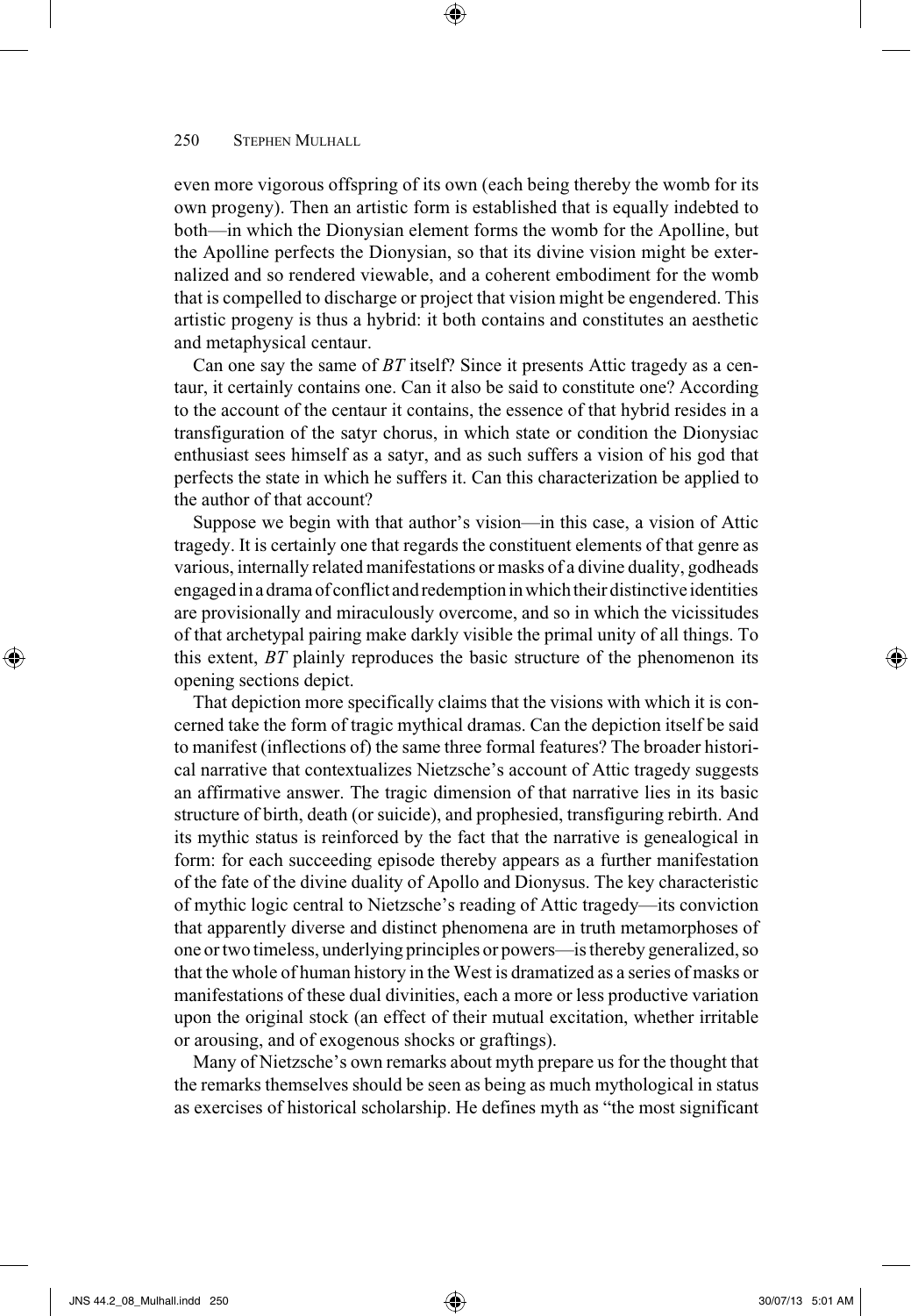even more vigorous offspring of its own (each being thereby the womb for its own progeny). Then an artistic form is established that is equally indebted to both—in which the Dionysian element forms the womb for the Apolline, but the Apolline perfects the Dionysian, so that its divine vision might be externalized and so rendered viewable, and a coherent embodiment for the womb that is compelled to discharge or project that vision might be engendered. This artistic progeny is thus a hybrid: it both contains and constitutes an aesthetic and metaphysical centaur.

Can one say the same of *BT* itself? Since it presents Attic tragedy as a centaur, it certainly contains one. Can it also be said to constitute one? According to the account of the centaur it contains, the essence of that hybrid resides in a transfiguration of the satyr chorus, in which state or condition the Dionysiac enthusiast sees himself as a satyr, and as such suffers a vision of his god that perfects the state in which he suffers it. Can this characterization be applied to the author of that account?

Suppose we begin with that author's vision—in this case, a vision of Attic tragedy. It is certainly one that regards the constituent elements of that genre as various, internally related manifestations or masks of a divine duality, godheads engaged in a drama of conflict and redemption in which their distinctive identities are provisionally and miraculously overcome, and so in which the vicissitudes of that archetypal pairing make darkly visible the primal unity of all things. To this extent, *BT* plainly reproduces the basic structure of the phenomenon its opening sections depict.

That depiction more specifically claims that the visions with which it is concerned take the form of tragic mythical dramas. Can the depiction itself be said to manifest (inflections of) the same three formal features? The broader historical narrative that contextualizes Nietzsche's account of Attic tragedy suggests an affirmative answer. The tragic dimension of that narrative lies in its basic structure of birth, death (or suicide), and prophesied, transfiguring rebirth. And its mythic status is reinforced by the fact that the narrative is genealogical in form: for each succeeding episode thereby appears as a further manifestation of the fate of the divine duality of Apollo and Dionysus. The key characteristic of mythic logic central to Nietzsche's reading of Attic tragedy—its conviction that apparently diverse and distinct phenomena are in truth metamorphoses of one or two timeless, underlying principles or powers—is thereby generalized, so that the whole of human history in the West is dramatized as a series of masks or manifestations of these dual divinities, each a more or less productive variation upon the original stock (an effect of their mutual excitation, whether irritable or arousing, and of exogenous shocks or graftings).

Many of Nietzsche's own remarks about myth prepare us for the thought that the remarks themselves should be seen as being as much mythological in status as exercises of historical scholarship. He defines myth as "the most significant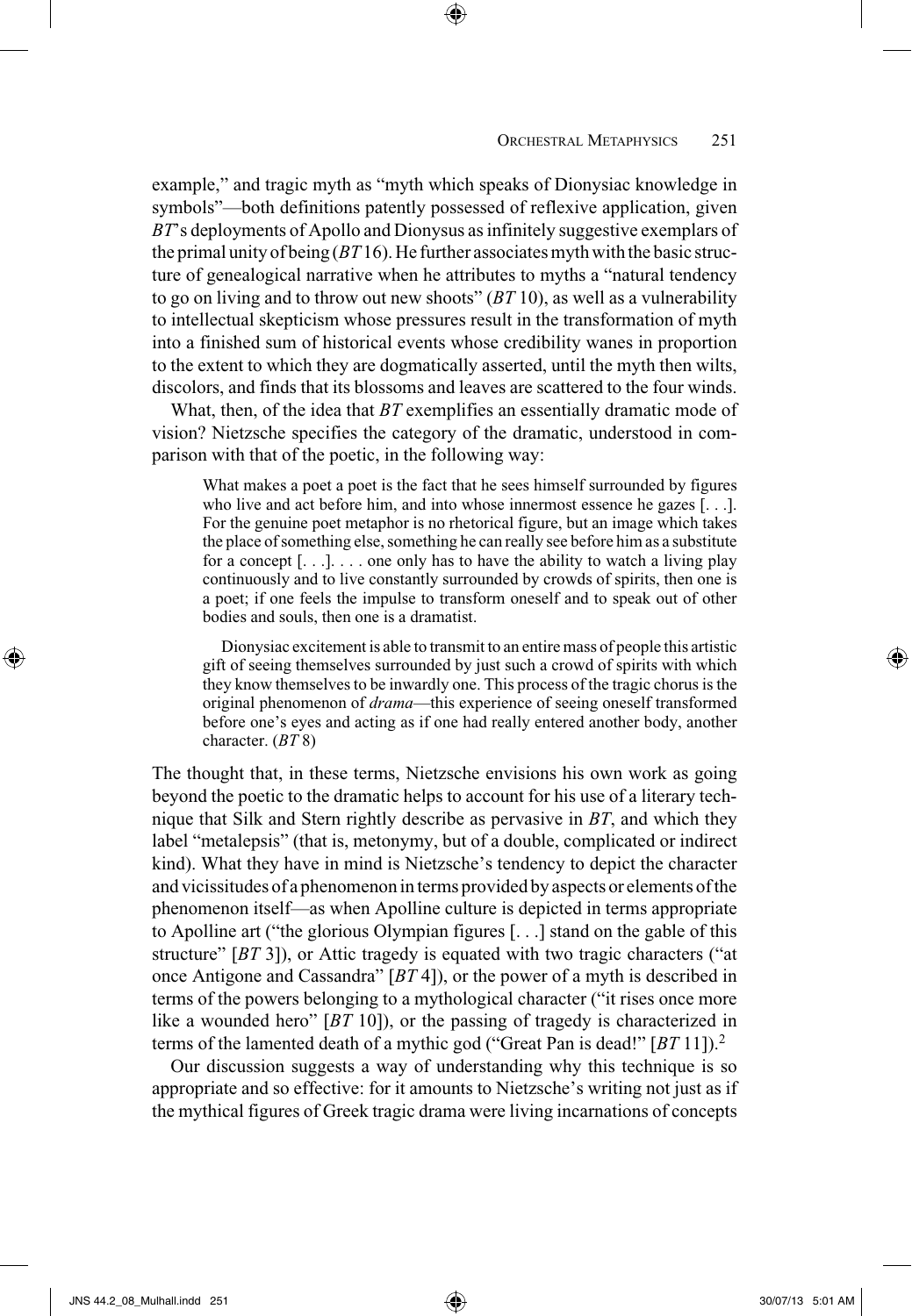example," and tragic myth as "myth which speaks of Dionysiac knowledge in symbols"—both definitions patently possessed of reflexive application, given *BT*'s deployments of Apollo and Dionysus as infinitely suggestive exemplars of the primal unity of being (*BT* 16). He further associates myth with the basic structure of genealogical narrative when he attributes to myths a "natural tendency to go on living and to throw out new shoots" (*BT* 10), as well as a vulnerability to intellectual skepticism whose pressures result in the transformation of myth into a finished sum of historical events whose credibility wanes in proportion to the extent to which they are dogmatically asserted, until the myth then wilts, discolors, and finds that its blossoms and leaves are scattered to the four winds.

What, then, of the idea that *BT* exemplifies an essentially dramatic mode of vision? Nietzsche specifies the category of the dramatic, understood in comparison with that of the poetic, in the following way:

> What makes a poet a poet is the fact that he sees himself surrounded by figures who live and act before him, and into whose innermost essence he gazes [. . .]. For the genuine poet metaphor is no rhetorical figure, but an image which takes the place of something else, something he can really see before him as a substitute for a concept [. . .]. . . . one only has to have the ability to watch a living play continuously and to live constantly surrounded by crowds of spirits, then one is a poet; if one feels the impulse to transform oneself and to speak out of other bodies and souls, then one is a dramatist.
>
> Dionysiac excitement is able to transmit to an entire mass of people this artistic gift of seeing themselves surrounded by just such a crowd of spirits with which they know themselves to be inwardly one. This process of the tragic chorus is the original phenomenon of *drama*—this experience of seeing oneself transformed before one's eyes and acting as if one had really entered another body, another character. (*BT* 8)

The thought that, in these terms, Nietzsche envisions his own work as going beyond the poetic to the dramatic helps to account for his use of a literary technique that Silk and Stern rightly describe as pervasive in *BT*, and which they label "metalepsis" (that is, metonymy, but of a double, complicated or indirect kind). What they have in mind is Nietzsche's tendency to depict the character and vicissitudes of a phenomenon in terms provided by aspects or elements of the phenomenon itself—as when Apolline culture is depicted in terms appropriate to Apolline art ("the glorious Olympian figures [. . .] stand on the gable of this structure" [*BT* 3]), or Attic tragedy is equated with two tragic characters ("at once Antigone and Cassandra" [*BT* 4]), or the power of a myth is described in terms of the powers belonging to a mythological character ("it rises once more like a wounded hero" [*BT* 10]), or the passing of tragedy is characterized in terms of the lamented death of a mythic god ("Great Pan is dead!" [*BT* 11]).[2]

Our discussion suggests a way of understanding why this technique is so appropriate and so effective: for it amounts to Nietzsche's writing not just as if the mythical figures of Greek tragic drama were living incarnations of concepts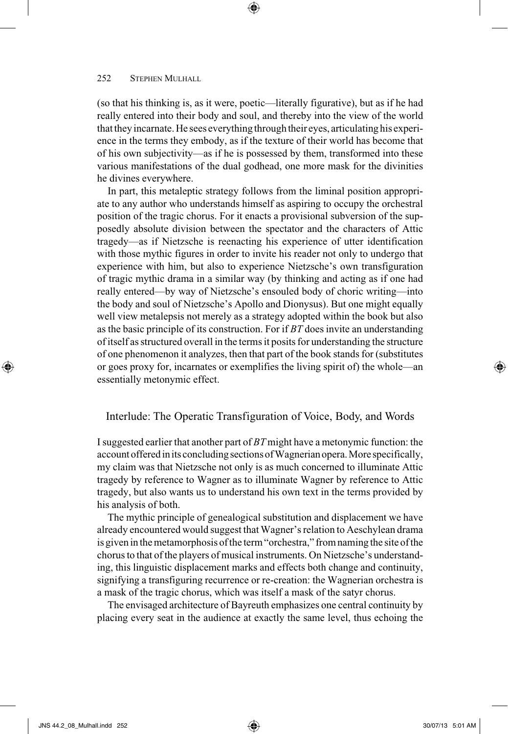(so that his thinking is, as it were, poetic—literally figurative), but as if he had really entered into their body and soul, and thereby into the view of the world that they incarnate. He sees everything through their eyes, articulating his experience in the terms they embody, as if the texture of their world has become that of his own subjectivity—as if he is possessed by them, transformed into these various manifestations of the dual godhead, one more mask for the divinities he divines everywhere.

In part, this metaleptic strategy follows from the liminal position appropriate to any author who understands himself as aspiring to occupy the orchestral position of the tragic chorus. For it enacts a provisional subversion of the supposedly absolute division between the spectator and the characters of Attic tragedy—as if Nietzsche is reenacting his experience of utter identification with those mythic figures in order to invite his reader not only to undergo that experience with him, but also to experience Nietzsche's own transfiguration of tragic mythic drama in a similar way (by thinking and acting as if one had really entered—by way of Nietzsche's ensouled body of choric writing—into the body and soul of Nietzsche's Apollo and Dionysus). But one might equally well view metalepsis not merely as a strategy adopted within the book but also as the basic principle of its construction. For if *BT* does invite an understanding of itself as structured overall in the terms it posits for understanding the structure of one phenomenon it analyzes, then that part of the book stands for (substitutes or goes proxy for, incarnates or exemplifies the living spirit of) the whole—an essentially metonymic effect.

## Interlude: The Operatic Transfiguration of Voice, Body, and Words

I suggested earlier that another part of *BT* might have a metonymic function: the account offered in its concluding sections of Wagnerian opera. More specifically, my claim was that Nietzsche not only is as much concerned to illuminate Attic tragedy by reference to Wagner as to illuminate Wagner by reference to Attic tragedy, but also wants us to understand his own text in the terms provided by his analysis of both.

The mythic principle of genealogical substitution and displacement we have already encountered would suggest that Wagner's relation to Aeschylean drama is given in the metamorphosis of the term "orchestra," from naming the site of the chorus to that of the players of musical instruments. On Nietzsche's understanding, this linguistic displacement marks and effects both change and continuity, signifying a transfiguring recurrence or re-creation: the Wagnerian orchestra is a mask of the tragic chorus, which was itself a mask of the satyr chorus.

The envisaged architecture of Bayreuth emphasizes one central continuity by placing every seat in the audience at exactly the same level, thus echoing the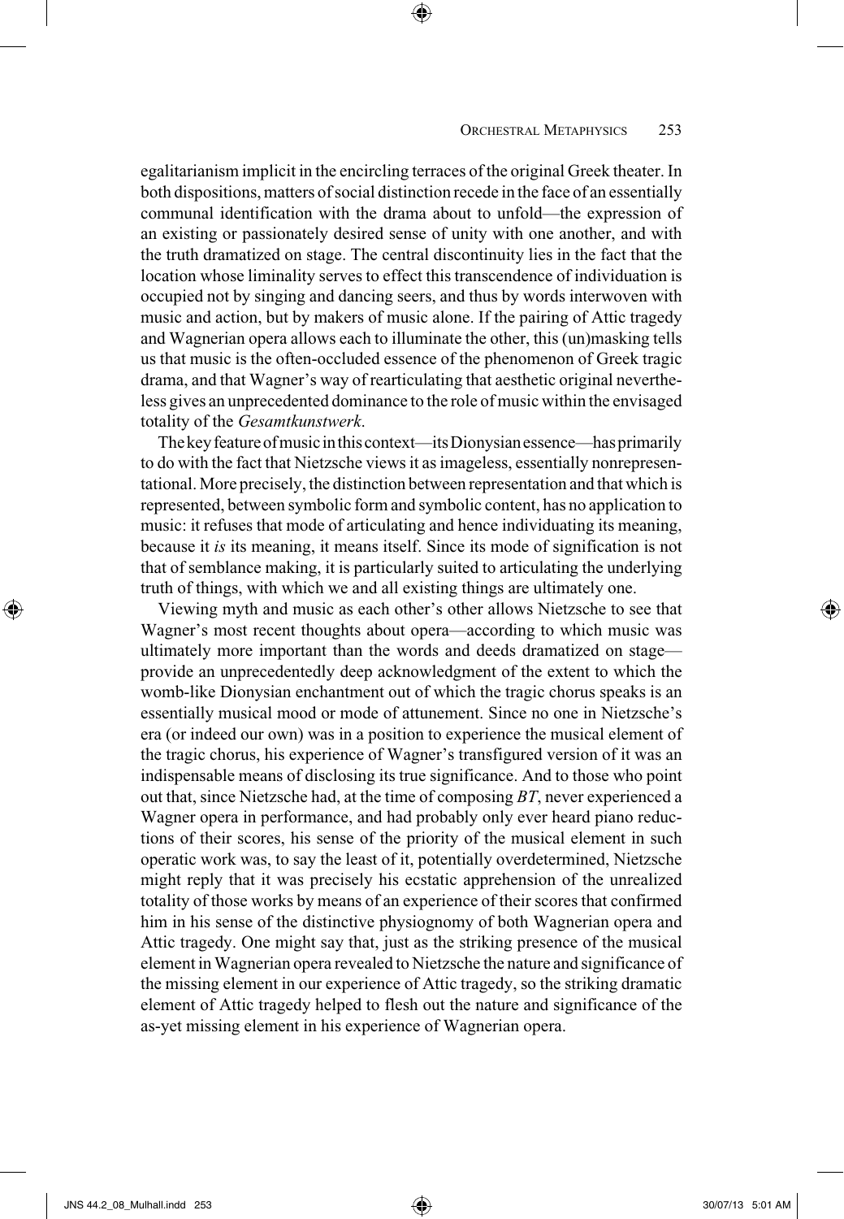egalitarianism implicit in the encircling terraces of the original Greek theater. In both dispositions, matters of social distinction recede in the face of an essentially communal identification with the drama about to unfold—the expression of an existing or passionately desired sense of unity with one another, and with the truth dramatized on stage. The central discontinuity lies in the fact that the location whose liminality serves to effect this transcendence of individuation is occupied not by singing and dancing seers, and thus by words interwoven with music and action, but by makers of music alone. If the pairing of Attic tragedy and Wagnerian opera allows each to illuminate the other, this (un)masking tells us that music is the often-occluded essence of the phenomenon of Greek tragic drama, and that Wagner's way of rearticulating that aesthetic original nevertheless gives an unprecedented dominance to the role of music within the envisaged totality of the *Gesamtkunstwerk*.

The key feature of music in this context—its Dionysian essence—has primarily to do with the fact that Nietzsche views it as imageless, essentially nonrepresentational. More precisely, the distinction between representation and that which is represented, between symbolic form and symbolic content, has no application to music: it refuses that mode of articulating and hence individuating its meaning, because it *is* its meaning, it means itself. Since its mode of signification is not that of semblance making, it is particularly suited to articulating the underlying truth of things, with which we and all existing things are ultimately one.

Viewing myth and music as each other's other allows Nietzsche to see that Wagner's most recent thoughts about opera—according to which music was ultimately more important than the words and deeds dramatized on stage—provide an unprecedentedly deep acknowledgment of the extent to which the womb-like Dionysian enchantment out of which the tragic chorus speaks is an essentially musical mood or mode of attunement. Since no one in Nietzsche's era (or indeed our own) was in a position to experience the musical element of the tragic chorus, his experience of Wagner's transfigured version of it was an indispensable means of disclosing its true significance. And to those who point out that, since Nietzsche had, at the time of composing *BT*, never experienced a Wagner opera in performance, and had probably only ever heard piano reductions of their scores, his sense of the priority of the musical element in such operatic work was, to say the least of it, potentially overdetermined, Nietzsche might reply that it was precisely his ecstatic apprehension of the unrealized totality of those works by means of an experience of their scores that confirmed him in his sense of the distinctive physiognomy of both Wagnerian opera and Attic tragedy. One might say that, just as the striking presence of the musical element in Wagnerian opera revealed to Nietzsche the nature and significance of the missing element in our experience of Attic tragedy, so the striking dramatic element of Attic tragedy helped to flesh out the nature and significance of the as-yet missing element in his experience of Wagnerian opera.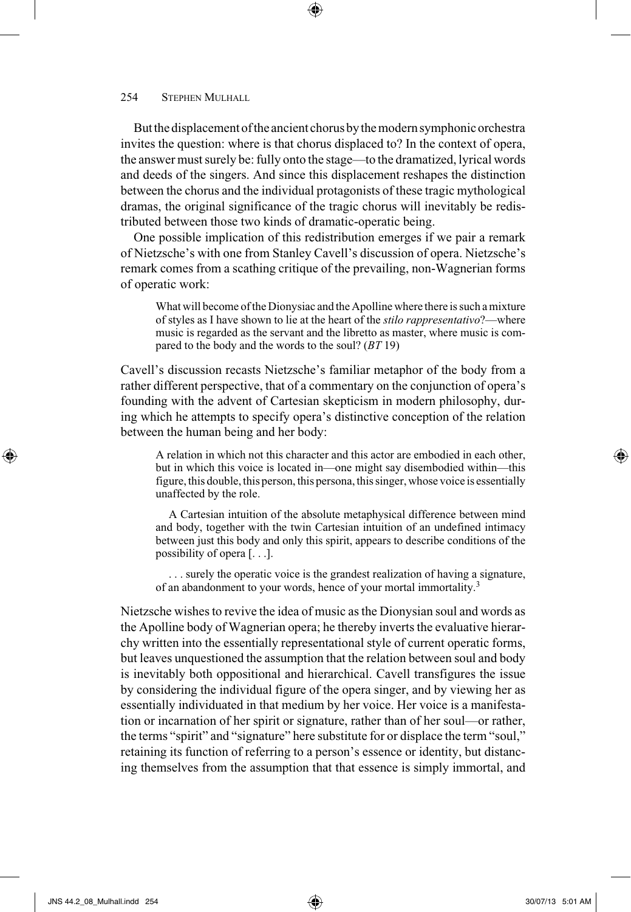But the displacement of the ancient chorus by the modern symphonic orchestra invites the question: where is that chorus displaced to? In the context of opera, the answer must surely be: fully onto the stage—to the dramatized, lyrical words and deeds of the singers. And since this displacement reshapes the distinction between the chorus and the individual protagonists of these tragic mythological dramas, the original significance of the tragic chorus will inevitably be redistributed between those two kinds of dramatic-operatic being.

One possible implication of this redistribution emerges if we pair a remark of Nietzsche's with one from Stanley Cavell's discussion of opera. Nietzsche's remark comes from a scathing critique of the prevailing, non-Wagnerian forms of operatic work:

> What will become of the Dionysiac and the Apolline where there is such a mixture of styles as I have shown to lie at the heart of the *stilo rappresentativo*?—where music is regarded as the servant and the libretto as master, where music is compared to the body and the words to the soul? (*BT* 19)

Cavell's discussion recasts Nietzsche's familiar metaphor of the body from a rather different perspective, that of a commentary on the conjunction of opera's founding with the advent of Cartesian skepticism in modern philosophy, during which he attempts to specify opera's distinctive conception of the relation between the human being and her body:

> A relation in which not this character and this actor are embodied in each other, but in which this voice is located in—one might say disembodied within—this figure, this double, this person, this persona, this singer, whose voice is essentially unaffected by the role.
>
> A Cartesian intuition of the absolute metaphysical difference between mind and body, together with the twin Cartesian intuition of an undefined intimacy between just this body and only this spirit, appears to describe conditions of the possibility of opera [. . .].
>
> . . . surely the operatic voice is the grandest realization of having a signature, of an abandonment to your words, hence of your mortal immortality.[3]

Nietzsche wishes to revive the idea of music as the Dionysian soul and words as the Apolline body of Wagnerian opera; he thereby inverts the evaluative hierarchy written into the essentially representational style of current operatic forms, but leaves unquestioned the assumption that the relation between soul and body is inevitably both oppositional and hierarchical. Cavell transfigures the issue by considering the individual figure of the opera singer, and by viewing her as essentially individuated in that medium by her voice. Her voice is a manifestation or incarnation of her spirit or signature, rather than of her soul—or rather, the terms "spirit" and "signature" here substitute for or displace the term "soul," retaining its function of referring to a person's essence or identity, but distancing themselves from the assumption that that essence is simply immortal, and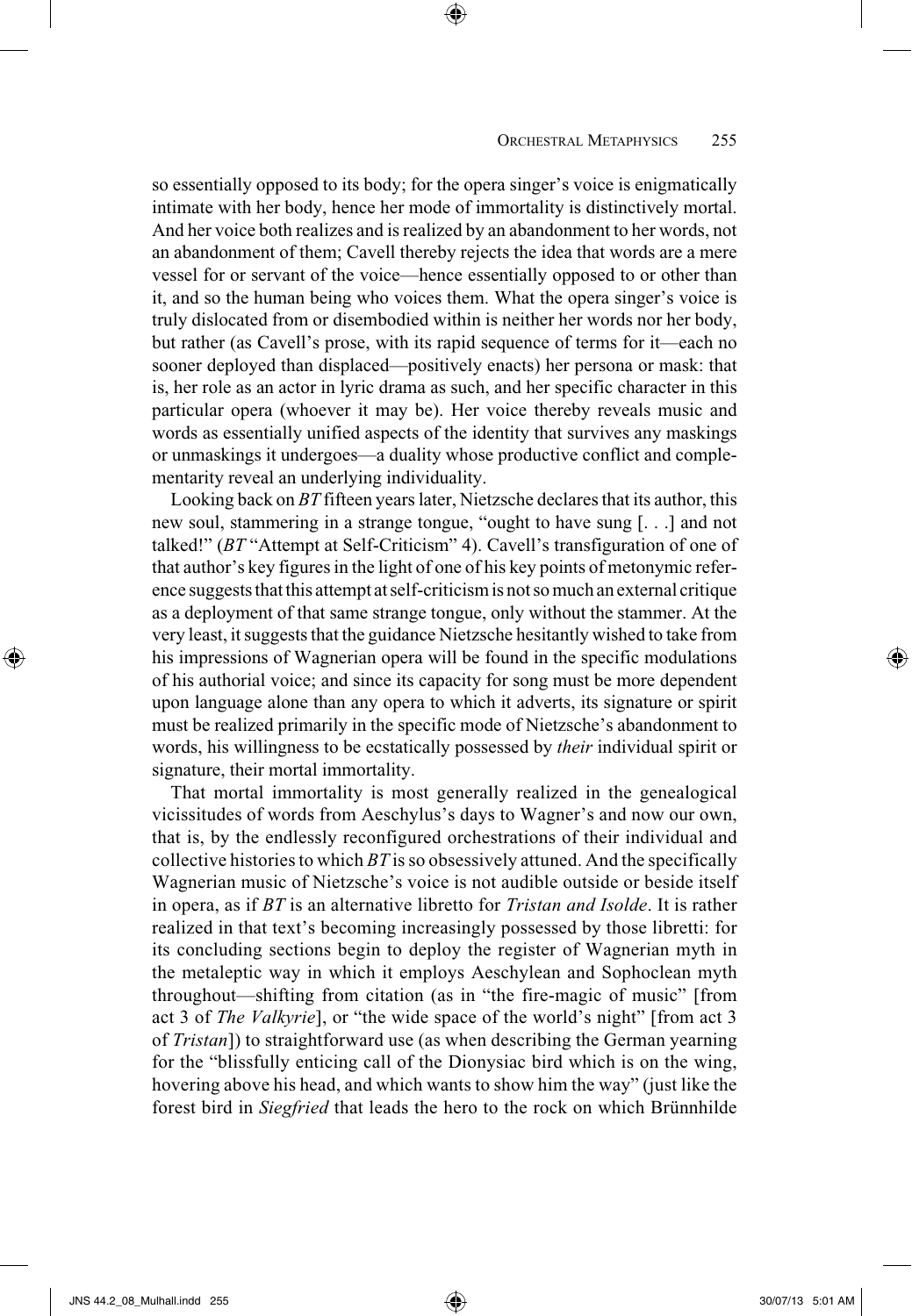so essentially opposed to its body; for the opera singer's voice is enigmatically intimate with her body, hence her mode of immortality is distinctively mortal. And her voice both realizes and is realized by an abandonment to her words, not an abandonment of them; Cavell thereby rejects the idea that words are a mere vessel for or servant of the voice—hence essentially opposed to or other than it, and so the human being who voices them. What the opera singer's voice is truly dislocated from or disembodied within is neither her words nor her body, but rather (as Cavell's prose, with its rapid sequence of terms for it—each no sooner deployed than displaced—positively enacts) her persona or mask: that is, her role as an actor in lyric drama as such, and her specific character in this particular opera (whoever it may be). Her voice thereby reveals music and words as essentially unified aspects of the identity that survives any maskings or unmaskings it undergoes—a duality whose productive conflict and complementarity reveal an underlying individuality.

Looking back on *BT* fifteen years later, Nietzsche declares that its author, this new soul, stammering in a strange tongue, "ought to have sung [. . .] and not talked!" (*BT* "Attempt at Self-Criticism" 4). Cavell's transfiguration of one of that author's key figures in the light of one of his key points of metonymic reference suggests that this attempt at self-criticism is not so much an external critique as a deployment of that same strange tongue, only without the stammer. At the very least, it suggests that the guidance Nietzsche hesitantly wished to take from his impressions of Wagnerian opera will be found in the specific modulations of his authorial voice; and since its capacity for song must be more dependent upon language alone than any opera to which it adverts, its signature or spirit must be realized primarily in the specific mode of Nietzsche's abandonment to words, his willingness to be ecstatically possessed by *their* individual spirit or signature, their mortal immortality.

That mortal immortality is most generally realized in the genealogical vicissitudes of words from Aeschylus's days to Wagner's and now our own, that is, by the endlessly reconfigured orchestrations of their individual and collective histories to which *BT* is so obsessively attuned. And the specifically Wagnerian music of Nietzsche's voice is not audible outside or beside itself in opera, as if *BT* is an alternative libretto for *Tristan and Isolde*. It is rather realized in that text's becoming increasingly possessed by those libretti: for its concluding sections begin to deploy the register of Wagnerian myth in the metaleptic way in which it employs Aeschylean and Sophoclean myth throughout—shifting from citation (as in "the fire-magic of music" [from act 3 of *The Valkyrie*], or "the wide space of the world's night" [from act 3 of *Tristan*]) to straightforward use (as when describing the German yearning for the "blissfully enticing call of the Dionysiac bird which is on the wing, hovering above his head, and which wants to show him the way" (just like the forest bird in *Siegfried* that leads the hero to the rock on which Brünnhilde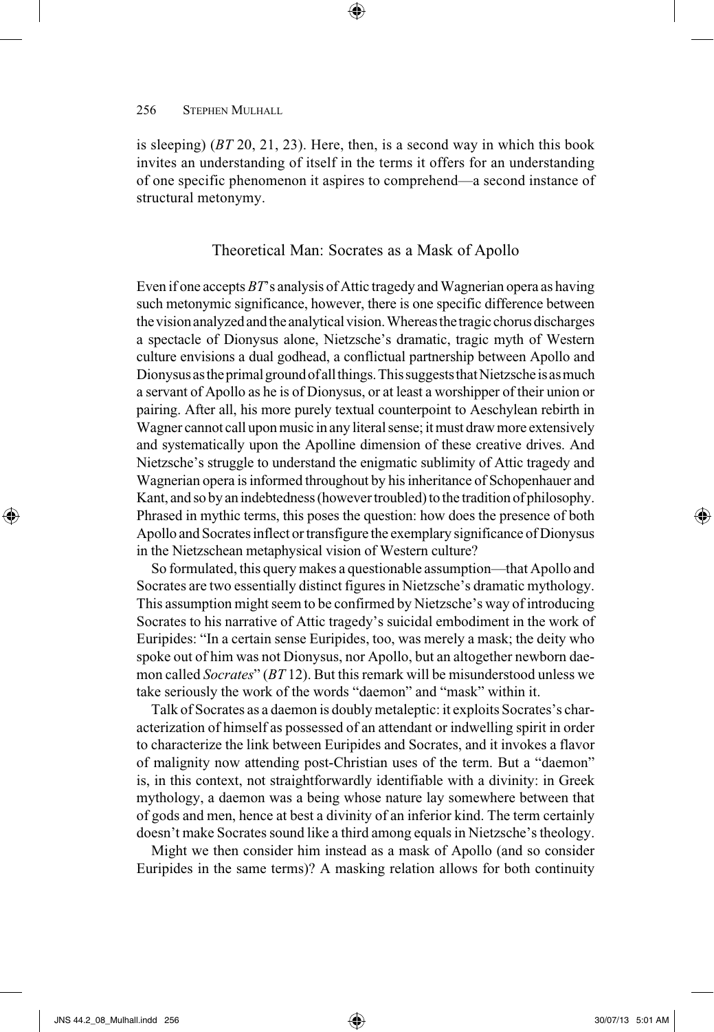is sleeping) (*BT* 20, 21, 23). Here, then, is a second way in which this book invites an understanding of itself in the terms it offers for an understanding of one specific phenomenon it aspires to comprehend—a second instance of structural metonymy.

## Theoretical Man: Socrates as a Mask of Apollo

Even if one accepts *BT*'s analysis of Attic tragedy and Wagnerian opera as having such metonymic significance, however, there is one specific difference between the vision analyzed and the analytical vision. Whereas the tragic chorus discharges a spectacle of Dionysus alone, Nietzsche's dramatic, tragic myth of Western culture envisions a dual godhead, a conflictual partnership between Apollo and Dionysus as the primal ground of all things. This suggests that Nietzsche is as much a servant of Apollo as he is of Dionysus, or at least a worshipper of their union or pairing. After all, his more purely textual counterpoint to Aeschylean rebirth in Wagner cannot call upon music in any literal sense; it must draw more extensively and systematically upon the Apolline dimension of these creative drives. And Nietzsche's struggle to understand the enigmatic sublimity of Attic tragedy and Wagnerian opera is informed throughout by his inheritance of Schopenhauer and Kant, and so by an indebtedness (however troubled) to the tradition of philosophy. Phrased in mythic terms, this poses the question: how does the presence of both Apollo and Socrates inflect or transfigure the exemplary significance of Dionysus in the Nietzschean metaphysical vision of Western culture?

So formulated, this query makes a questionable assumption—that Apollo and Socrates are two essentially distinct figures in Nietzsche's dramatic mythology. This assumption might seem to be confirmed by Nietzsche's way of introducing Socrates to his narrative of Attic tragedy's suicidal embodiment in the work of Euripides: "In a certain sense Euripides, too, was merely a mask; the deity who spoke out of him was not Dionysus, nor Apollo, but an altogether newborn daemon called *Socrates*" (*BT* 12). But this remark will be misunderstood unless we take seriously the work of the words "daemon" and "mask" within it.

Talk of Socrates as a daemon is doubly metaleptic: it exploits Socrates's characterization of himself as possessed of an attendant or indwelling spirit in order to characterize the link between Euripides and Socrates, and it invokes a flavor of malignity now attending post-Christian uses of the term. But a "daemon" is, in this context, not straightforwardly identifiable with a divinity: in Greek mythology, a daemon was a being whose nature lay somewhere between that of gods and men, hence at best a divinity of an inferior kind. The term certainly doesn't make Socrates sound like a third among equals in Nietzsche's theology.

Might we then consider him instead as a mask of Apollo (and so consider Euripides in the same terms)? A masking relation allows for both continuity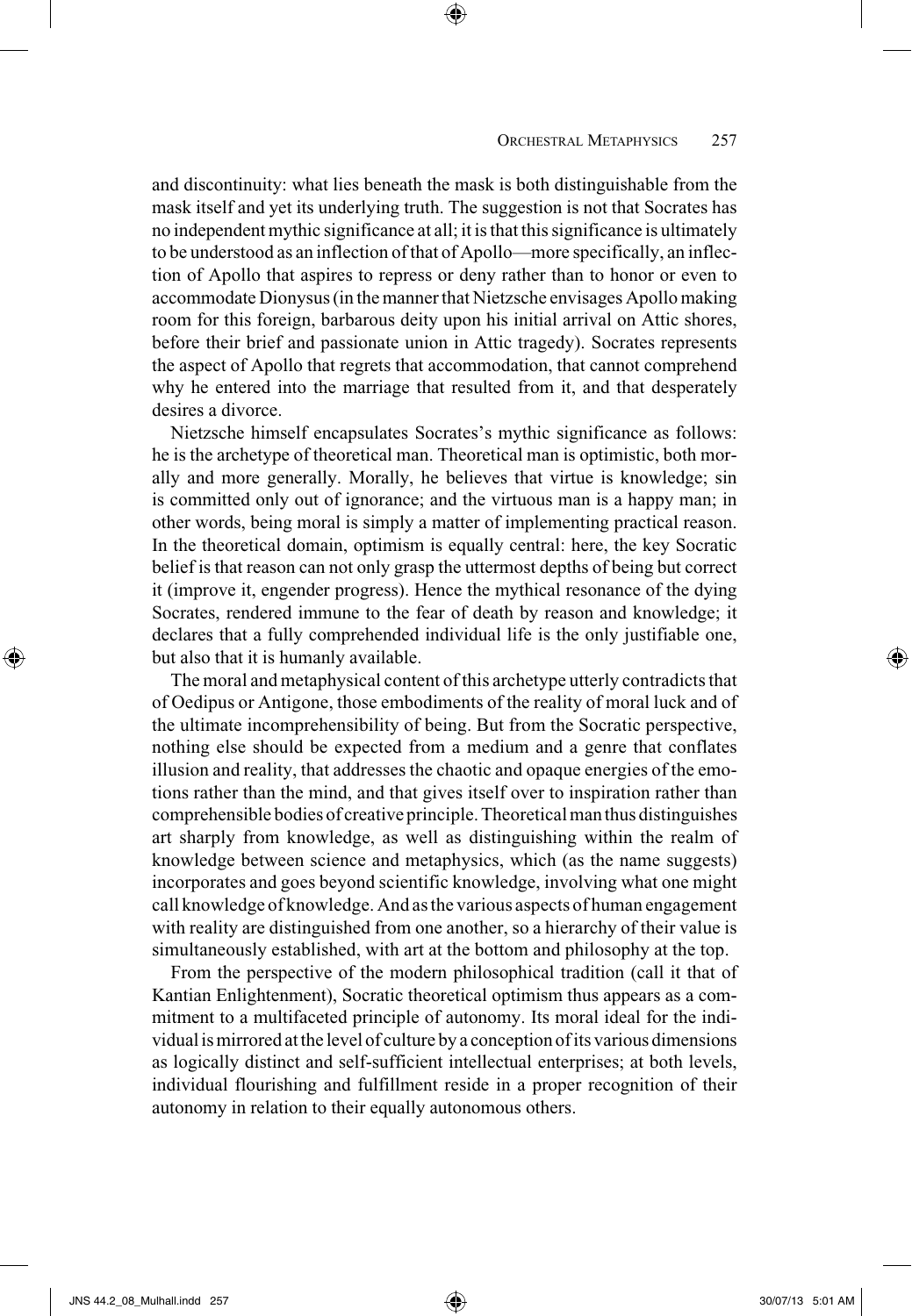and discontinuity: what lies beneath the mask is both distinguishable from the mask itself and yet its underlying truth. The suggestion is not that Socrates has no independent mythic significance at all; it is that this significance is ultimately to be understood as an inflection of that of Apollo—more specifically, an inflection of Apollo that aspires to repress or deny rather than to honor or even to accommodate Dionysus (in the manner that Nietzsche envisages Apollo making room for this foreign, barbarous deity upon his initial arrival on Attic shores, before their brief and passionate union in Attic tragedy). Socrates represents the aspect of Apollo that regrets that accommodation, that cannot comprehend why he entered into the marriage that resulted from it, and that desperately desires a divorce.

Nietzsche himself encapsulates Socrates's mythic significance as follows: he is the archetype of theoretical man. Theoretical man is optimistic, both morally and more generally. Morally, he believes that virtue is knowledge; sin is committed only out of ignorance; and the virtuous man is a happy man; in other words, being moral is simply a matter of implementing practical reason. In the theoretical domain, optimism is equally central: here, the key Socratic belief is that reason can not only grasp the uttermost depths of being but correct it (improve it, engender progress). Hence the mythical resonance of the dying Socrates, rendered immune to the fear of death by reason and knowledge; it declares that a fully comprehended individual life is the only justifiable one, but also that it is humanly available.

The moral and metaphysical content of this archetype utterly contradicts that of Oedipus or Antigone, those embodiments of the reality of moral luck and of the ultimate incomprehensibility of being. But from the Socratic perspective, nothing else should be expected from a medium and a genre that conflates illusion and reality, that addresses the chaotic and opaque energies of the emotions rather than the mind, and that gives itself over to inspiration rather than comprehensible bodies of creative principle. Theoretical man thus distinguishes art sharply from knowledge, as well as distinguishing within the realm of knowledge between science and metaphysics, which (as the name suggests) incorporates and goes beyond scientific knowledge, involving what one might call knowledge of knowledge. And as the various aspects of human engagement with reality are distinguished from one another, so a hierarchy of their value is simultaneously established, with art at the bottom and philosophy at the top.

From the perspective of the modern philosophical tradition (call it that of Kantian Enlightenment), Socratic theoretical optimism thus appears as a commitment to a multifaceted principle of autonomy. Its moral ideal for the individual is mirrored at the level of culture by a conception of its various dimensions as logically distinct and self-sufficient intellectual enterprises; at both levels, individual flourishing and fulfillment reside in a proper recognition of their autonomy in relation to their equally autonomous others.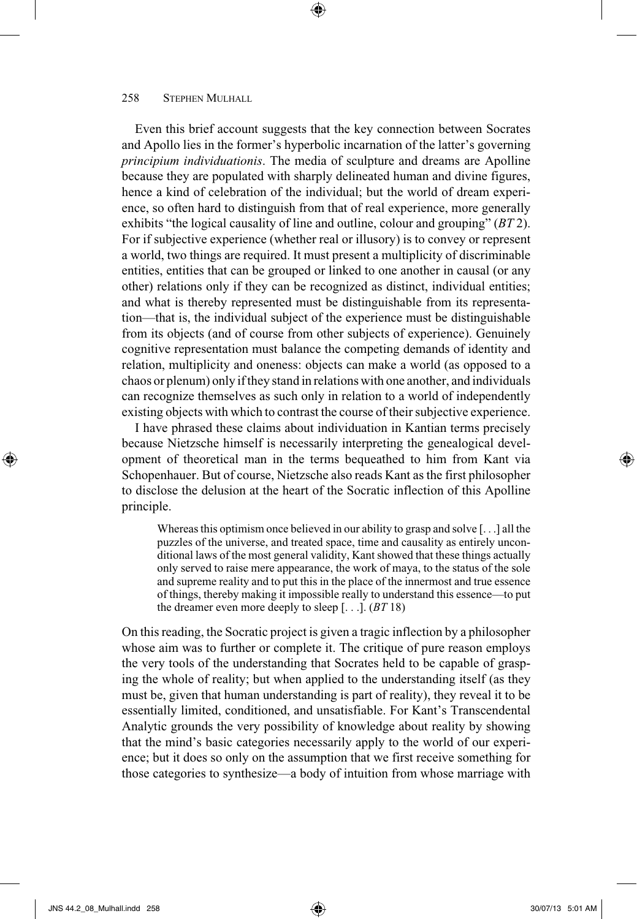Even this brief account suggests that the key connection between Socrates and Apollo lies in the former's hyperbolic incarnation of the latter's governing *principium individuationis*. The media of sculpture and dreams are Apolline because they are populated with sharply delineated human and divine figures, hence a kind of celebration of the individual; but the world of dream experience, so often hard to distinguish from that of real experience, more generally exhibits "the logical causality of line and outline, colour and grouping" (*BT* 2). For if subjective experience (whether real or illusory) is to convey or represent a world, two things are required. It must present a multiplicity of discriminable entities, entities that can be grouped or linked to one another in causal (or any other) relations only if they can be recognized as distinct, individual entities; and what is thereby represented must be distinguishable from its representation—that is, the individual subject of the experience must be distinguishable from its objects (and of course from other subjects of experience). Genuinely cognitive representation must balance the competing demands of identity and relation, multiplicity and oneness: objects can make a world (as opposed to a chaos or plenum) only if they stand in relations with one another, and individuals can recognize themselves as such only in relation to a world of independently existing objects with which to contrast the course of their subjective experience.

I have phrased these claims about individuation in Kantian terms precisely because Nietzsche himself is necessarily interpreting the genealogical development of theoretical man in the terms bequeathed to him from Kant via Schopenhauer. But of course, Nietzsche also reads Kant as the first philosopher to disclose the delusion at the heart of the Socratic inflection of this Apolline principle.

> Whereas this optimism once believed in our ability to grasp and solve [. . .] all the puzzles of the universe, and treated space, time and causality as entirely unconditional laws of the most general validity, Kant showed that these things actually only served to raise mere appearance, the work of maya, to the status of the sole and supreme reality and to put this in the place of the innermost and true essence of things, thereby making it impossible really to understand this essence—to put the dreamer even more deeply to sleep [. . .]. (*BT* 18)

On this reading, the Socratic project is given a tragic inflection by a philosopher whose aim was to further or complete it. The critique of pure reason employs the very tools of the understanding that Socrates held to be capable of grasping the whole of reality; but when applied to the understanding itself (as they must be, given that human understanding is part of reality), they reveal it to be essentially limited, conditioned, and unsatisfiable. For Kant's Transcendental Analytic grounds the very possibility of knowledge about reality by showing that the mind's basic categories necessarily apply to the world of our experience; but it does so only on the assumption that we first receive something for those categories to synthesize—a body of intuition from whose marriage with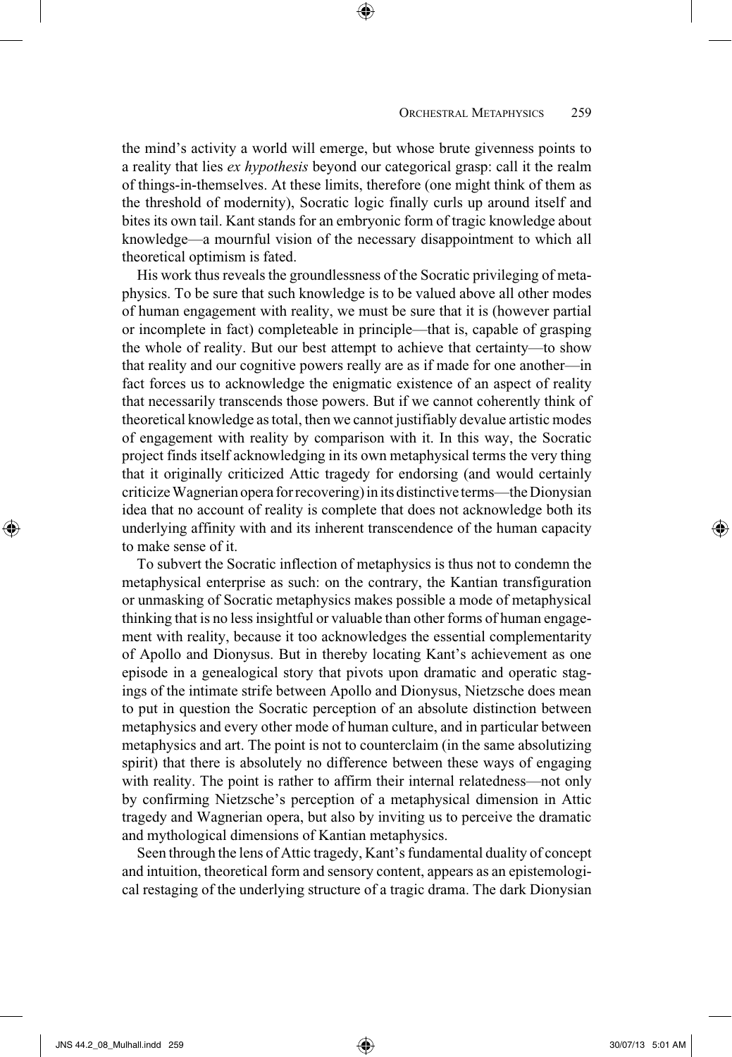the mind's activity a world will emerge, but whose brute givenness points to a reality that lies *ex hypothesis* beyond our categorical grasp: call it the realm of things-in-themselves. At these limits, therefore (one might think of them as the threshold of modernity), Socratic logic finally curls up around itself and bites its own tail. Kant stands for an embryonic form of tragic knowledge about knowledge—a mournful vision of the necessary disappointment to which all theoretical optimism is fated.

His work thus reveals the groundlessness of the Socratic privileging of metaphysics. To be sure that such knowledge is to be valued above all other modes of human engagement with reality, we must be sure that it is (however partial or incomplete in fact) completeable in principle—that is, capable of grasping the whole of reality. But our best attempt to achieve that certainty—to show that reality and our cognitive powers really are as if made for one another—in fact forces us to acknowledge the enigmatic existence of an aspect of reality that necessarily transcends those powers. But if we cannot coherently think of theoretical knowledge as total, then we cannot justifiably devalue artistic modes of engagement with reality by comparison with it. In this way, the Socratic project finds itself acknowledging in its own metaphysical terms the very thing that it originally criticized Attic tragedy for endorsing (and would certainly criticize Wagnerian opera for recovering) in its distinctive terms—the Dionysian idea that no account of reality is complete that does not acknowledge both its underlying affinity with and its inherent transcendence of the human capacity to make sense of it.

To subvert the Socratic inflection of metaphysics is thus not to condemn the metaphysical enterprise as such: on the contrary, the Kantian transfiguration or unmasking of Socratic metaphysics makes possible a mode of metaphysical thinking that is no less insightful or valuable than other forms of human engagement with reality, because it too acknowledges the essential complementarity of Apollo and Dionysus. But in thereby locating Kant's achievement as one episode in a genealogical story that pivots upon dramatic and operatic stagings of the intimate strife between Apollo and Dionysus, Nietzsche does mean to put in question the Socratic perception of an absolute distinction between metaphysics and every other mode of human culture, and in particular between metaphysics and art. The point is not to counterclaim (in the same absolutizing spirit) that there is absolutely no difference between these ways of engaging with reality. The point is rather to affirm their internal relatedness—not only by confirming Nietzsche's perception of a metaphysical dimension in Attic tragedy and Wagnerian opera, but also by inviting us to perceive the dramatic and mythological dimensions of Kantian metaphysics.

Seen through the lens of Attic tragedy, Kant's fundamental duality of concept and intuition, theoretical form and sensory content, appears as an epistemological restaging of the underlying structure of a tragic drama. The dark Dionysian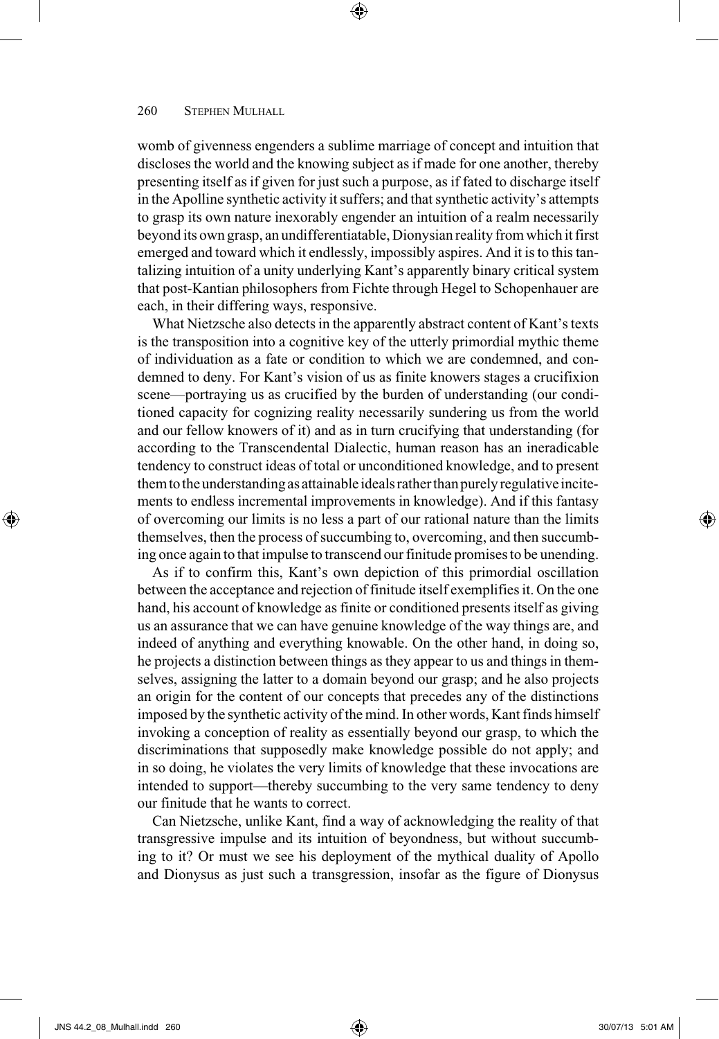womb of givenness engenders a sublime marriage of concept and intuition that discloses the world and the knowing subject as if made for one another, thereby presenting itself as if given for just such a purpose, as if fated to discharge itself in the Apolline synthetic activity it suffers; and that synthetic activity's attempts to grasp its own nature inexorably engender an intuition of a realm necessarily beyond its own grasp, an undifferentiatable, Dionysian reality from which it first emerged and toward which it endlessly, impossibly aspires. And it is to this tantalizing intuition of a unity underlying Kant's apparently binary critical system that post-Kantian philosophers from Fichte through Hegel to Schopenhauer are each, in their differing ways, responsive.

What Nietzsche also detects in the apparently abstract content of Kant's texts is the transposition into a cognitive key of the utterly primordial mythic theme of individuation as a fate or condition to which we are condemned, and condemned to deny. For Kant's vision of us as finite knowers stages a crucifixion scene—portraying us as crucified by the burden of understanding (our conditioned capacity for cognizing reality necessarily sundering us from the world and our fellow knowers of it) and as in turn crucifying that understanding (for according to the Transcendental Dialectic, human reason has an ineradicable tendency to construct ideas of total or unconditioned knowledge, and to present them to the understanding as attainable ideals rather than purely regulative incitements to endless incremental improvements in knowledge). And if this fantasy of overcoming our limits is no less a part of our rational nature than the limits themselves, then the process of succumbing to, overcoming, and then succumbing once again to that impulse to transcend our finitude promises to be unending.

As if to confirm this, Kant's own depiction of this primordial oscillation between the acceptance and rejection of finitude itself exemplifies it. On the one hand, his account of knowledge as finite or conditioned presents itself as giving us an assurance that we can have genuine knowledge of the way things are, and indeed of anything and everything knowable. On the other hand, in doing so, he projects a distinction between things as they appear to us and things in themselves, assigning the latter to a domain beyond our grasp; and he also projects an origin for the content of our concepts that precedes any of the distinctions imposed by the synthetic activity of the mind. In other words, Kant finds himself invoking a conception of reality as essentially beyond our grasp, to which the discriminations that supposedly make knowledge possible do not apply; and in so doing, he violates the very limits of knowledge that these invocations are intended to support—thereby succumbing to the very same tendency to deny our finitude that he wants to correct.

Can Nietzsche, unlike Kant, find a way of acknowledging the reality of that transgressive impulse and its intuition of beyondness, but without succumbing to it? Or must we see his deployment of the mythical duality of Apollo and Dionysus as just such a transgression, insofar as the figure of Dionysus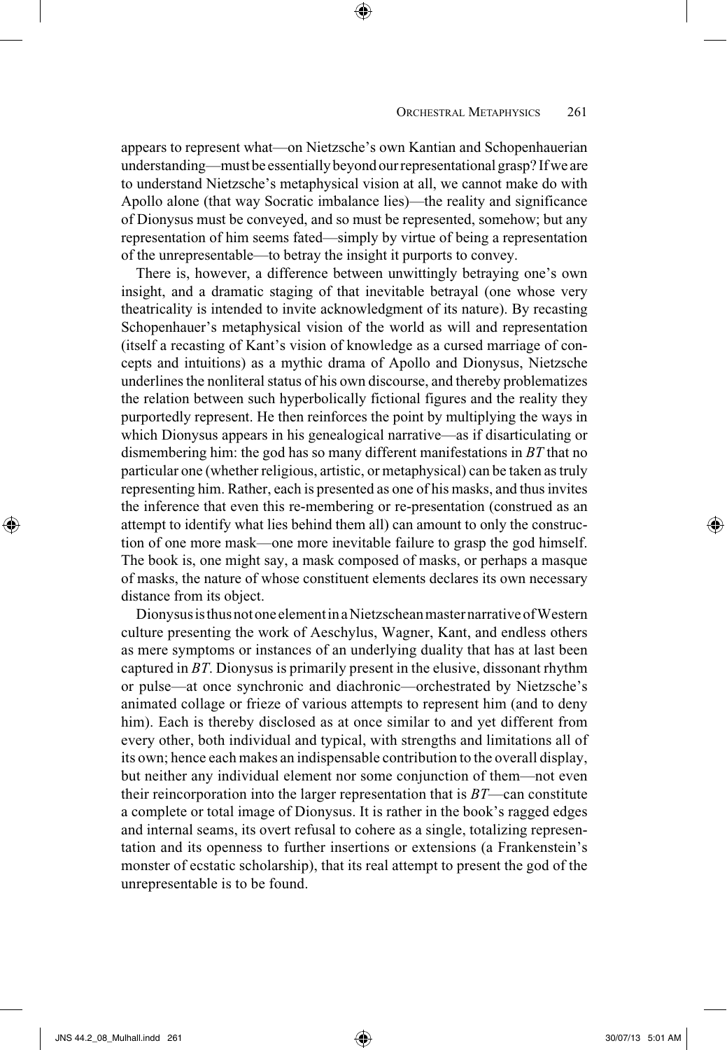appears to represent what—on Nietzsche's own Kantian and Schopenhauerian understanding—must be essentially beyond our representational grasp? If we are to understand Nietzsche's metaphysical vision at all, we cannot make do with Apollo alone (that way Socratic imbalance lies)—the reality and significance of Dionysus must be conveyed, and so must be represented, somehow; but any representation of him seems fated—simply by virtue of being a representation of the unrepresentable—to betray the insight it purports to convey.

There is, however, a difference between unwittingly betraying one's own insight, and a dramatic staging of that inevitable betrayal (one whose very theatricality is intended to invite acknowledgment of its nature). By recasting Schopenhauer's metaphysical vision of the world as will and representation (itself a recasting of Kant's vision of knowledge as a cursed marriage of concepts and intuitions) as a mythic drama of Apollo and Dionysus, Nietzsche underlines the nonliteral status of his own discourse, and thereby problematizes the relation between such hyperbolically fictional figures and the reality they purportedly represent. He then reinforces the point by multiplying the ways in which Dionysus appears in his genealogical narrative—as if disarticulating or dismembering him: the god has so many different manifestations in *BT* that no particular one (whether religious, artistic, or metaphysical) can be taken as truly representing him. Rather, each is presented as one of his masks, and thus invites the inference that even this re-membering or re-presentation (construed as an attempt to identify what lies behind them all) can amount to only the construction of one more mask—one more inevitable failure to grasp the god himself. The book is, one might say, a mask composed of masks, or perhaps a masque of masks, the nature of whose constituent elements declares its own necessary distance from its object.

Dionysus is thus not one element in a Nietzschean master narrative of Western culture presenting the work of Aeschylus, Wagner, Kant, and endless others as mere symptoms or instances of an underlying duality that has at last been captured in *BT*. Dionysus is primarily present in the elusive, dissonant rhythm or pulse—at once synchronic and diachronic—orchestrated by Nietzsche's animated collage or frieze of various attempts to represent him (and to deny him). Each is thereby disclosed as at once similar to and yet different from every other, both individual and typical, with strengths and limitations all of its own; hence each makes an indispensable contribution to the overall display, but neither any individual element nor some conjunction of them—not even their reincorporation into the larger representation that is *BT*—can constitute a complete or total image of Dionysus. It is rather in the book's ragged edges and internal seams, its overt refusal to cohere as a single, totalizing representation and its openness to further insertions or extensions (a Frankenstein's monster of ecstatic scholarship), that its real attempt to present the god of the unrepresentable is to be found.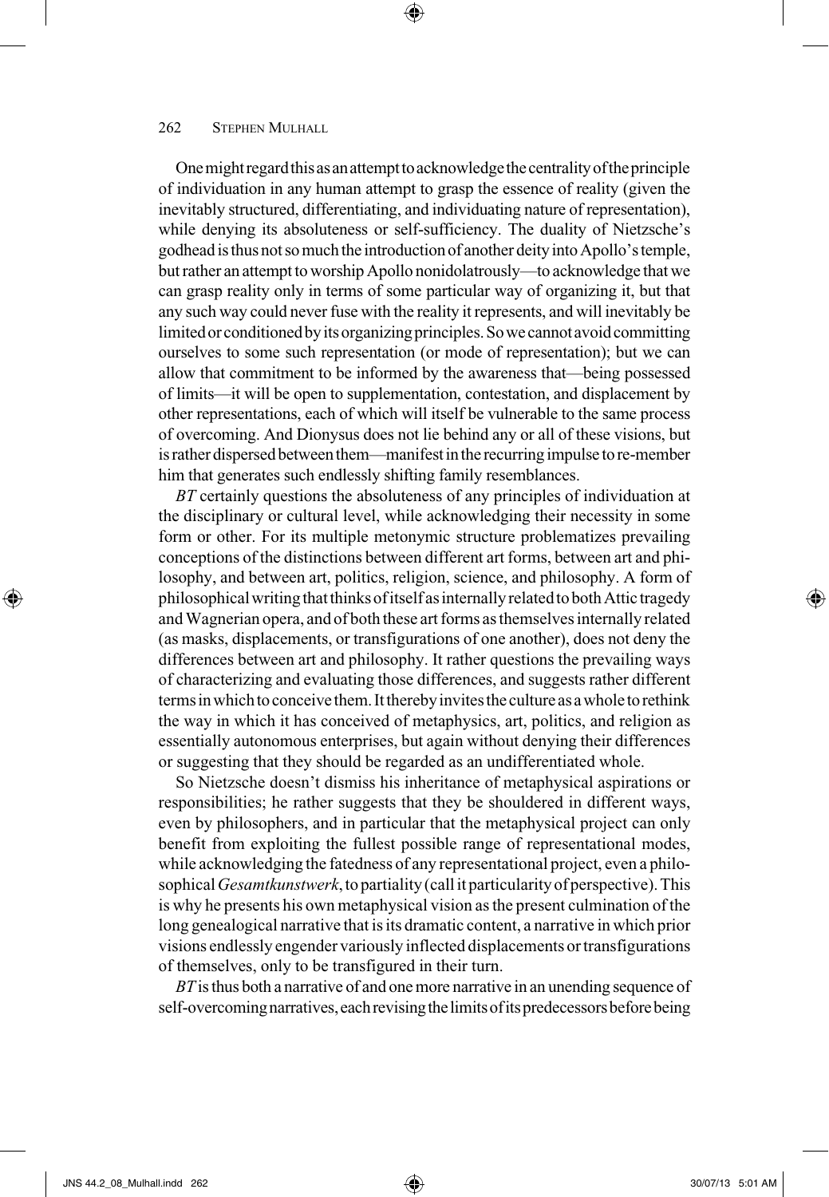One might regard this as an attempt to acknowledge the centrality of the principle of individuation in any human attempt to grasp the essence of reality (given the inevitably structured, differentiating, and individuating nature of representation), while denying its absoluteness or self-sufficiency. The duality of Nietzsche's godhead is thus not so much the introduction of another deity into Apollo's temple, but rather an attempt to worship Apollo nonidolatrously—to acknowledge that we can grasp reality only in terms of some particular way of organizing it, but that any such way could never fuse with the reality it represents, and will inevitably be limited or conditioned by its organizing principles. So we cannot avoid committing ourselves to some such representation (or mode of representation); but we can allow that commitment to be informed by the awareness that—being possessed of limits—it will be open to supplementation, contestation, and displacement by other representations, each of which will itself be vulnerable to the same process of overcoming. And Dionysus does not lie behind any or all of these visions, but is rather dispersed between them—manifest in the recurring impulse to re-member him that generates such endlessly shifting family resemblances.

*BT* certainly questions the absoluteness of any principles of individuation at the disciplinary or cultural level, while acknowledging their necessity in some form or other. For its multiple metonymic structure problematizes prevailing conceptions of the distinctions between different art forms, between art and philosophy, and between art, politics, religion, science, and philosophy. A form of philosophical writing that thinks of itself as internally related to both Attic tragedy and Wagnerian opera, and of both these art forms as themselves internally related (as masks, displacements, or transfigurations of one another), does not deny the differences between art and philosophy. It rather questions the prevailing ways of characterizing and evaluating those differences, and suggests rather different terms in which to conceive them. It thereby invites the culture as a whole to rethink the way in which it has conceived of metaphysics, art, politics, and religion as essentially autonomous enterprises, but again without denying their differences or suggesting that they should be regarded as an undifferentiated whole.

So Nietzsche doesn't dismiss his inheritance of metaphysical aspirations or responsibilities; he rather suggests that they be shouldered in different ways, even by philosophers, and in particular that the metaphysical project can only benefit from exploiting the fullest possible range of representational modes, while acknowledging the fatedness of any representational project, even a philosophical *Gesamtkunstwerk*, to partiality (call it particularity of perspective). This is why he presents his own metaphysical vision as the present culmination of the long genealogical narrative that is its dramatic content, a narrative in which prior visions endlessly engender variously inflected displacements or transfigurations of themselves, only to be transfigured in their turn.

*BT* is thus both a narrative of and one more narrative in an unending sequence of self-overcoming narratives, each revising the limits of its predecessors before being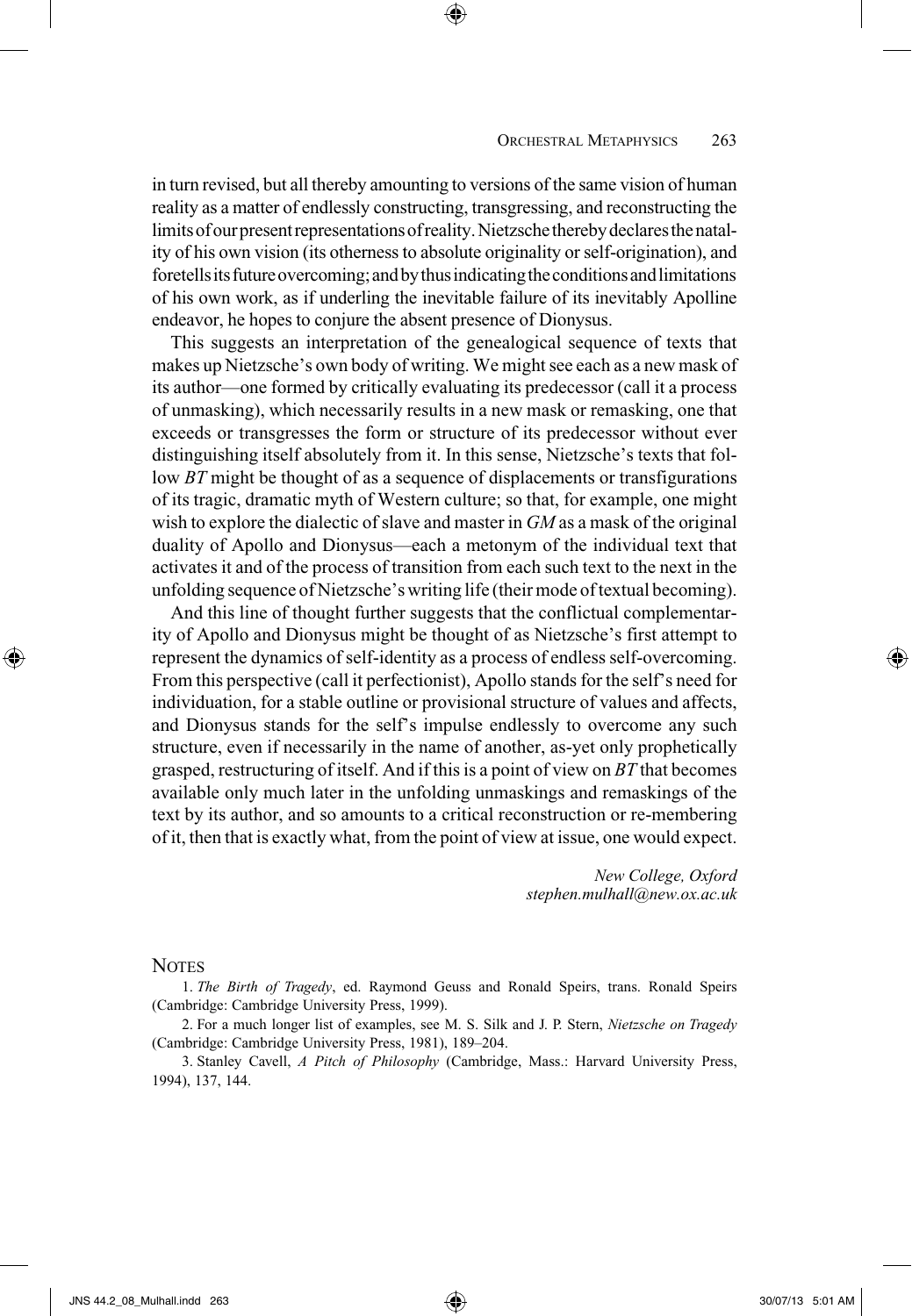in turn revised, but all thereby amounting to versions of the same vision of human reality as a matter of endlessly constructing, transgressing, and reconstructing the limits of our present representations of reality. Nietzsche thereby declares the natality of his own vision (its otherness to absolute originality or self-origination), and foretells its future overcoming; and by thus indicating the conditions and limitations of his own work, as if underling the inevitable failure of its inevitably Apolline endeavor, he hopes to conjure the absent presence of Dionysus.

This suggests an interpretation of the genealogical sequence of texts that makes up Nietzsche's own body of writing. We might see each as a new mask of its author—one formed by critically evaluating its predecessor (call it a process of unmasking), which necessarily results in a new mask or remasking, one that exceeds or transgresses the form or structure of its predecessor without ever distinguishing itself absolutely from it. In this sense, Nietzsche's texts that follow *BT* might be thought of as a sequence of displacements or transfigurations of its tragic, dramatic myth of Western culture; so that, for example, one might wish to explore the dialectic of slave and master in *GM* as a mask of the original duality of Apollo and Dionysus—each a metonym of the individual text that activates it and of the process of transition from each such text to the next in the unfolding sequence of Nietzsche's writing life (their mode of textual becoming).

And this line of thought further suggests that the conflictual complementarity of Apollo and Dionysus might be thought of as Nietzsche's first attempt to represent the dynamics of self-identity as a process of endless self-overcoming. From this perspective (call it perfectionist), Apollo stands for the self's need for individuation, for a stable outline or provisional structure of values and affects, and Dionysus stands for the self's impulse endlessly to overcome any such structure, even if necessarily in the name of another, as-yet only prophetically grasped, restructuring of itself. And if this is a point of view on *BT* that becomes available only much later in the unfolding unmaskings and remaskings of the text by its author, and so amounts to a critical reconstruction or re-membering of it, then that is exactly what, from the point of view at issue, one would expect.

*New College, Oxford*
*stephen.mulhall@new.ox.ac.uk*

## Notes

1. *The Birth of Tragedy*, ed. Raymond Geuss and Ronald Speirs, trans. Ronald Speirs (Cambridge: Cambridge University Press, 1999).

2. For a much longer list of examples, see M. S. Silk and J. P. Stern, *Nietzsche on Tragedy* (Cambridge: Cambridge University Press, 1981), 189–204.

3. Stanley Cavell, *A Pitch of Philosophy* (Cambridge, Mass.: Harvard University Press, 1994), 137, 144.